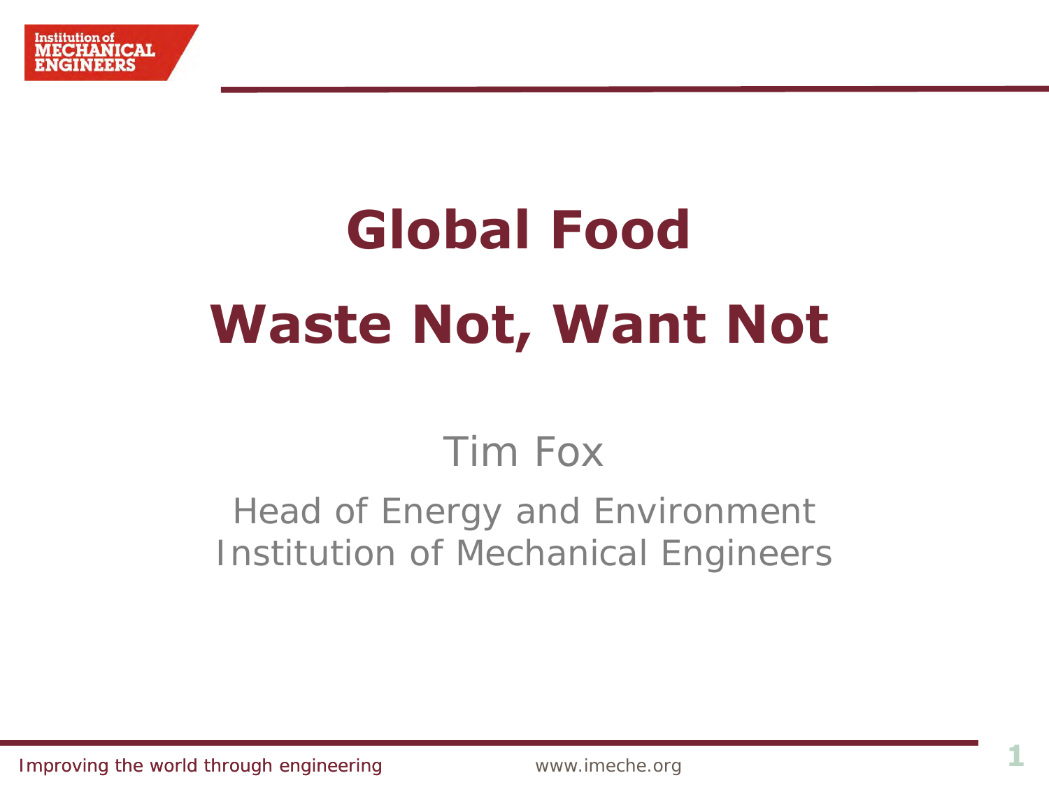# Global Food

# Waste Not, Want Not

Tim Fox

Head of Energy and Environment
Institution of Mechanical Engineers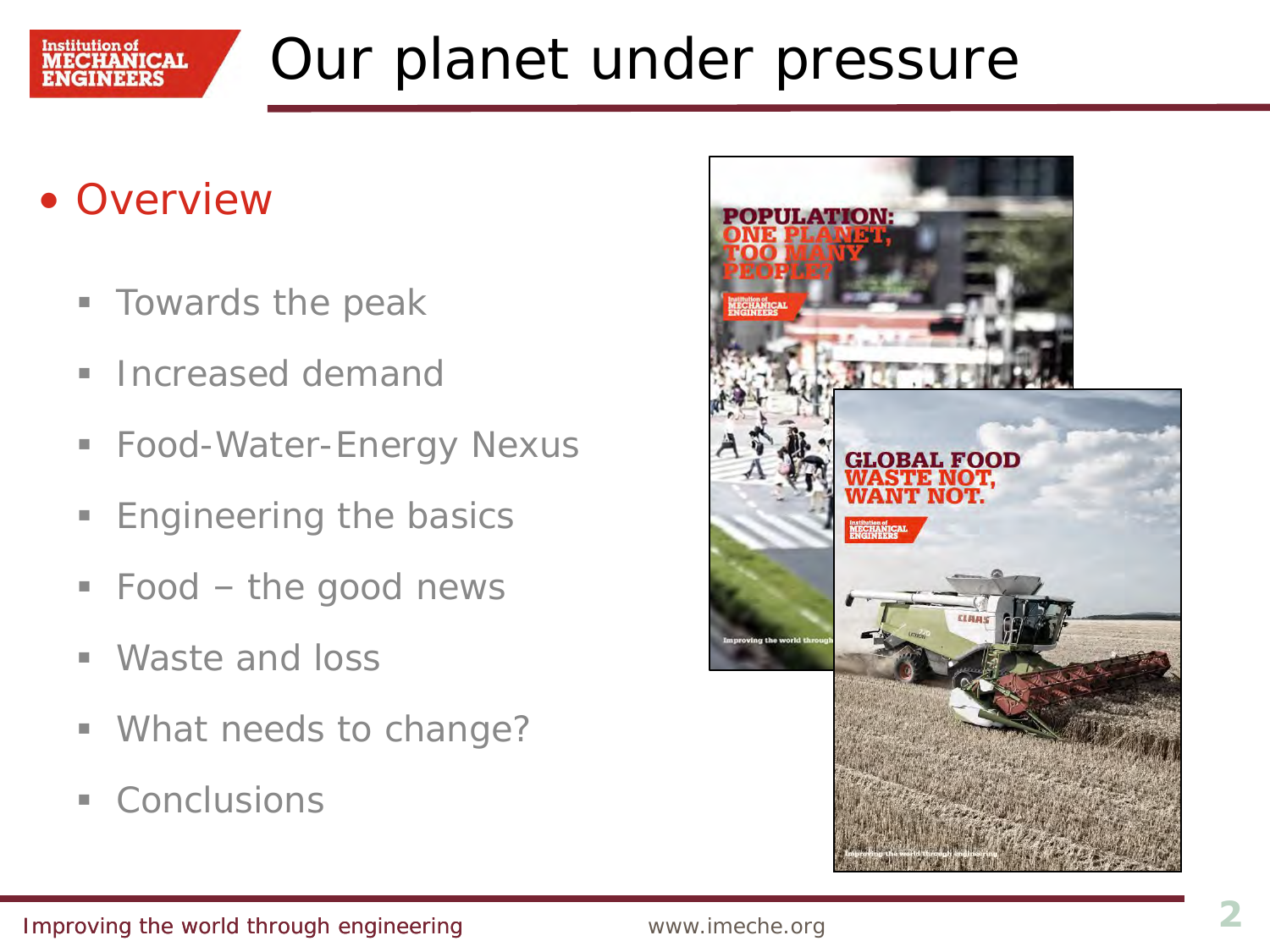# Our planet under pressure

- Overview
  - Towards the peak
  - Increased demand
  - Food-Water-Energy Nexus
  - Engineering the basics
  - Food – the good news
  - Waste and loss
  - What needs to change?
  - Conclusions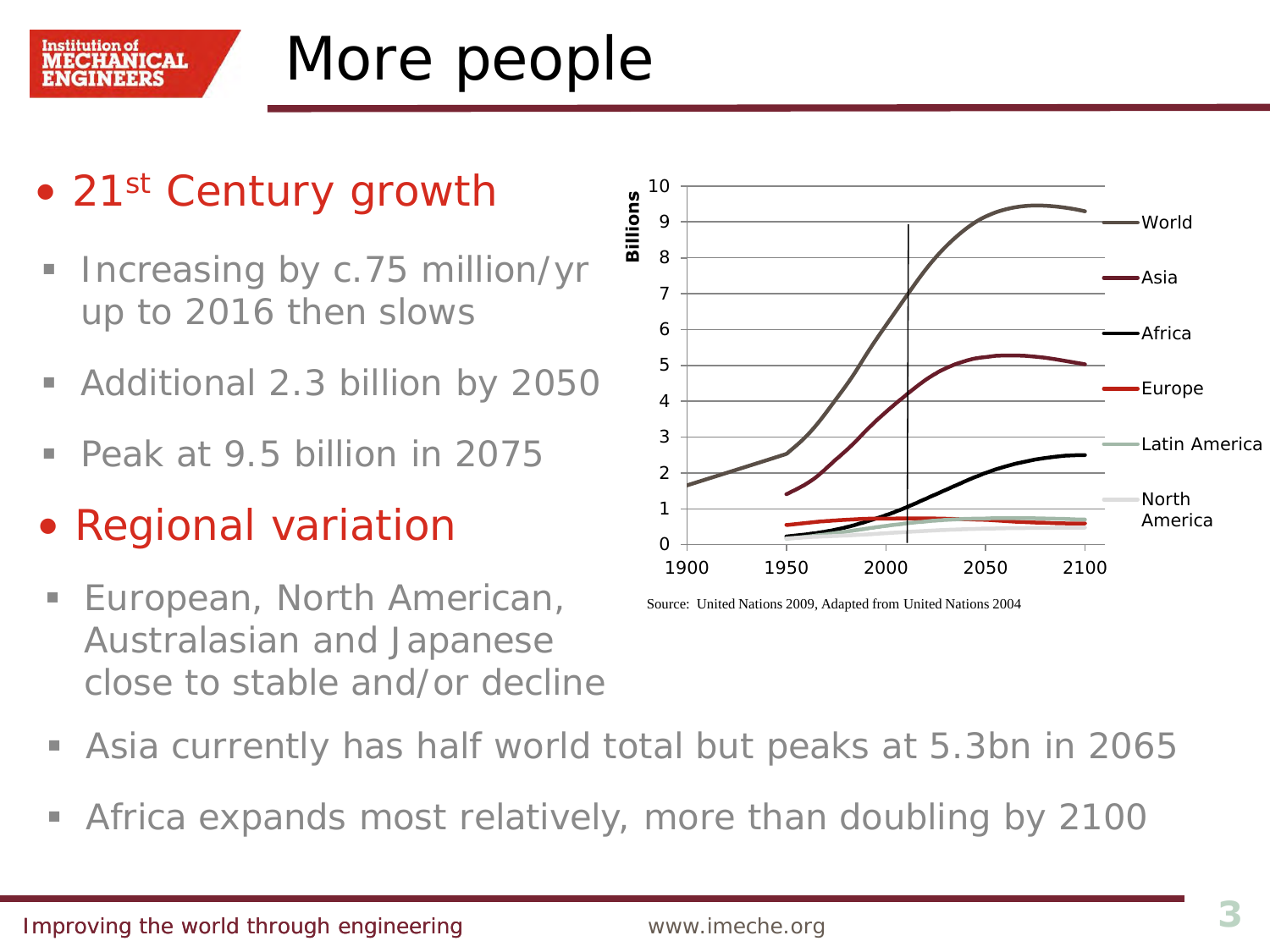# More people

- **21st Century growth**
  - Increasing by c.75 million/yr up to 2016 then slows
  - Additional 2.3 billion by 2050
  - Peak at 9.5 billion in 2075
- **Regional variation**
  - European, North American, Australasian and Japanese close to stable and/or decline
  - Asia currently has half world total but peaks at 5.3bn in 2065
  - Africa expands most relatively, more than doubling by 2100

Source: United Nations 2009, Adapted from United Nations 2004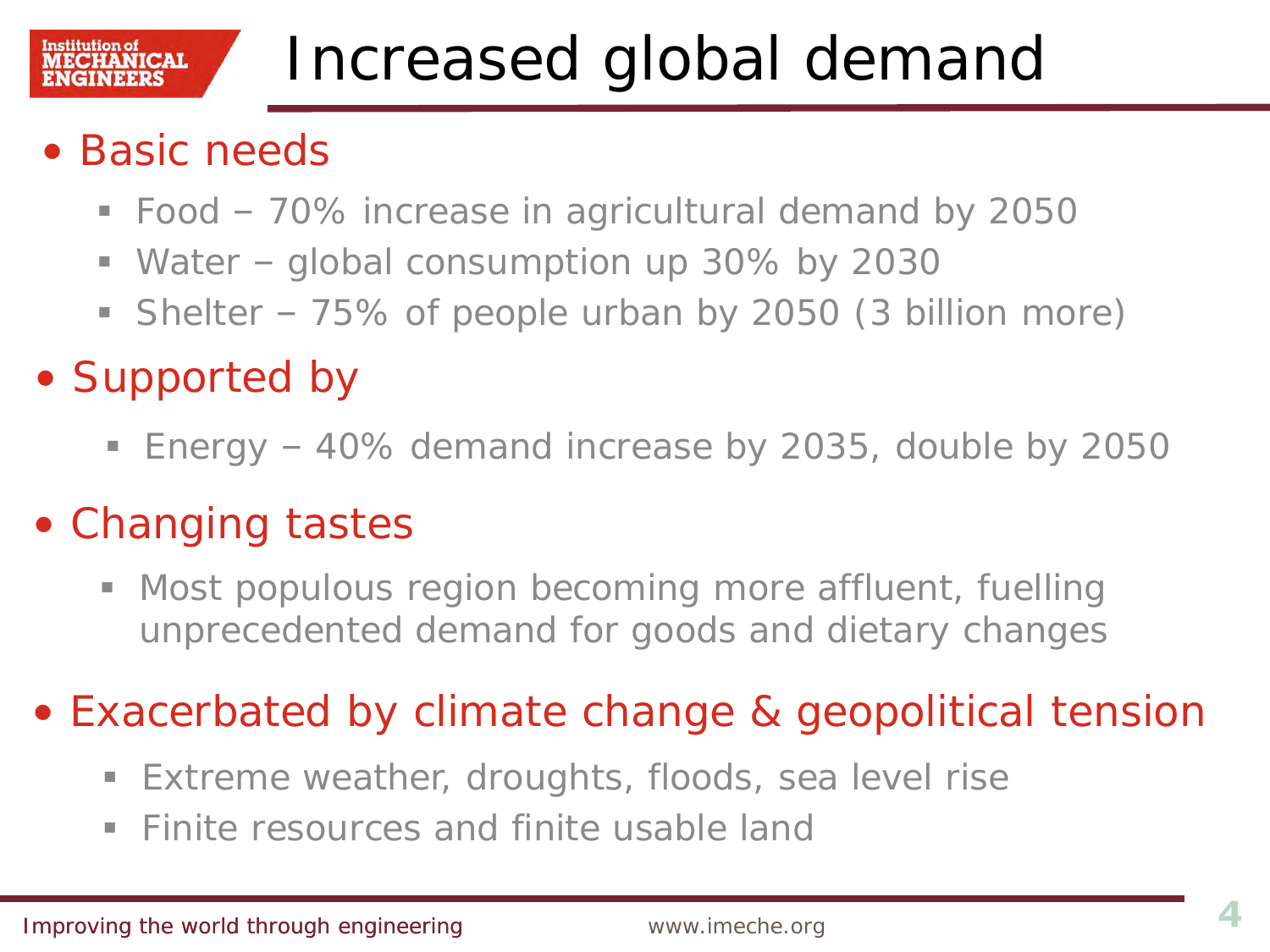# Increased global demand

- Basic needs
  - Food – 70% increase in agricultural demand by 2050
  - Water – global consumption up 30% by 2030
  - Shelter – 75% of people urban by 2050 (3 billion more)
- Supported by
  - Energy – 40% demand increase by 2035, double by 2050
- Changing tastes
  - Most populous region becoming more affluent, fuelling unprecedented demand for goods and dietary changes
- Exacerbated by climate change & geopolitical tension
  - Extreme weather, droughts, floods, sea level rise
  - Finite resources and finite usable land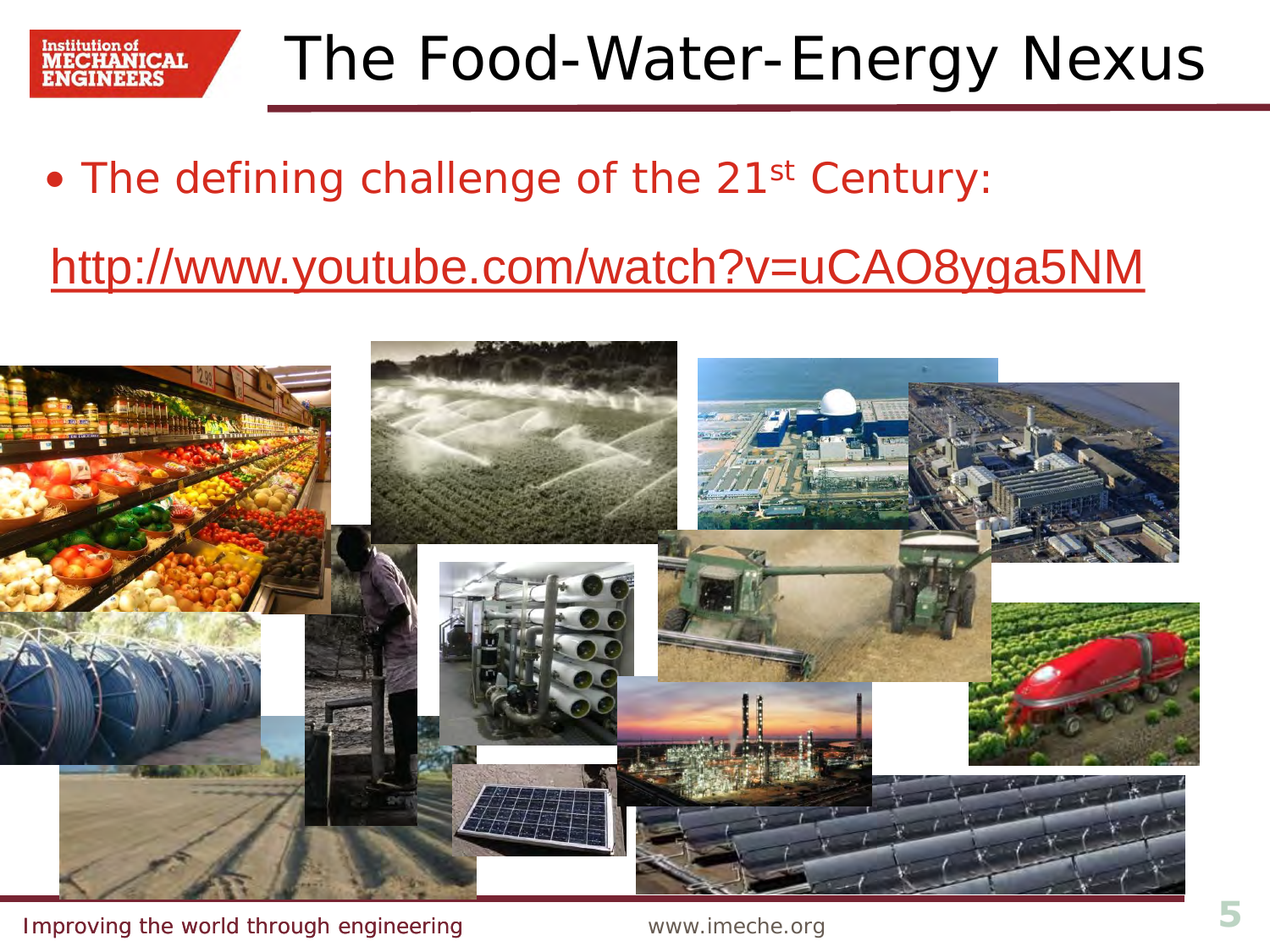# The Food-Water-Energy Nexus

- The defining challenge of the 21st Century:

http://www.youtube.com/watch?v=uCAO8yga5NM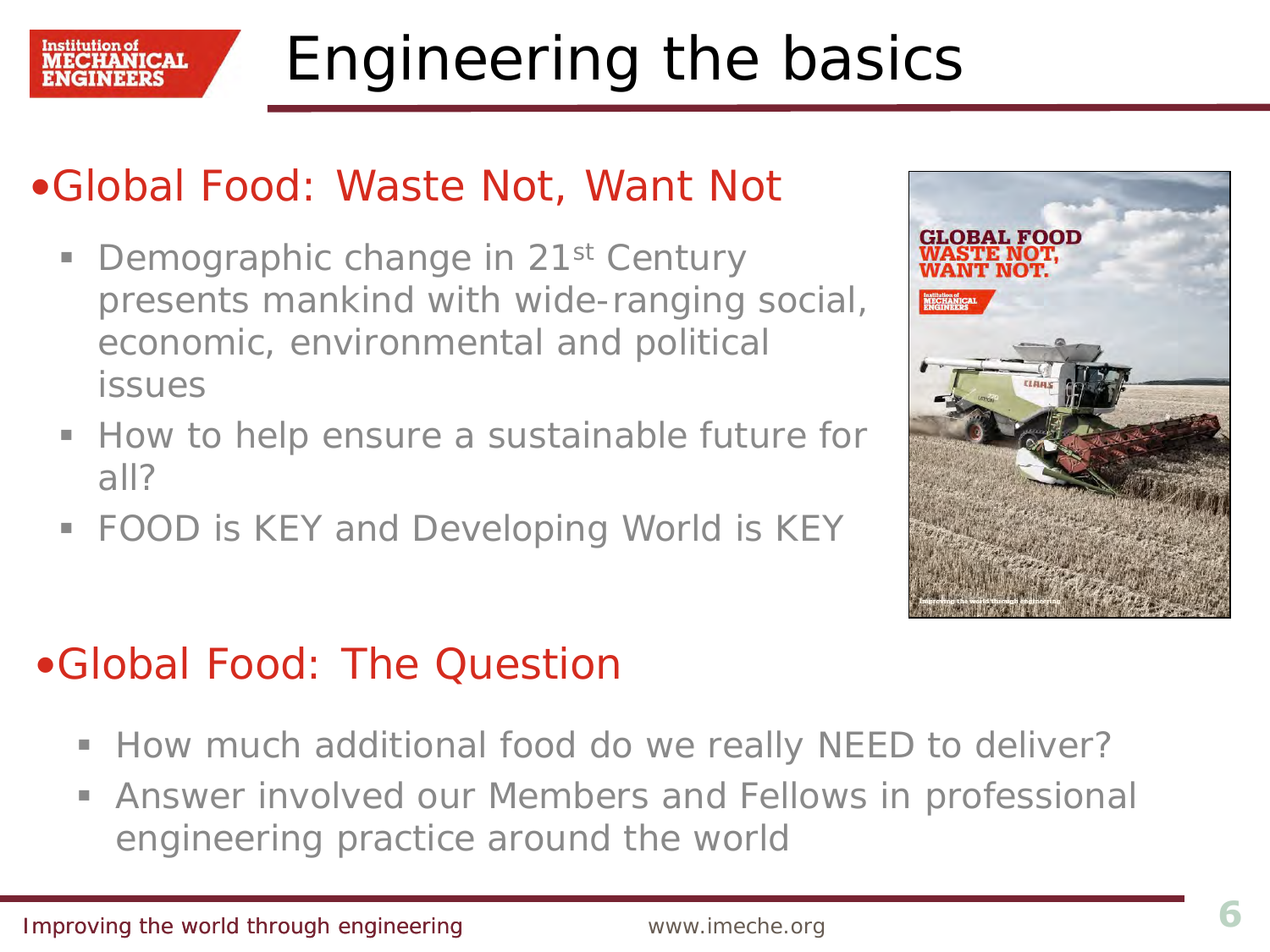# Engineering the basics

## Global Food: Waste Not, Want Not

- Demographic change in 21st Century presents mankind with wide-ranging social, economic, environmental and political issues
- How to help ensure a sustainable future for all?
- FOOD is KEY and Developing World is KEY

## Global Food: The Question

- How much additional food do we really NEED to deliver?
- Answer involved our Members and Fellows in professional engineering practice around the world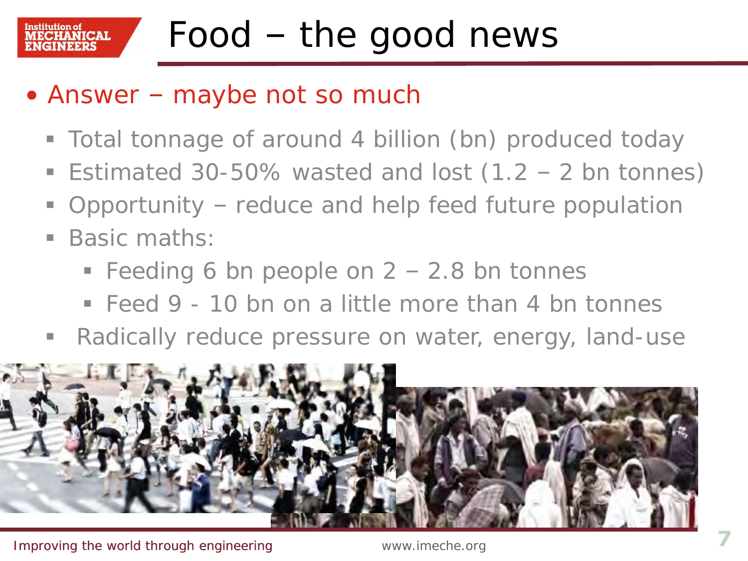# Food – the good news

- Answer – maybe not so much
  - Total tonnage of around 4 billion (bn) produced today
  - Estimated 30-50% wasted and lost (1.2 – 2 bn tonnes)
  - Opportunity – reduce and help feed future population
  - Basic maths:
    - Feeding 6 bn people on 2 – 2.8 bn tonnes
    - Feed 9 - 10 bn on a little more than 4 bn tonnes
  - Radically reduce pressure on water, energy, land-use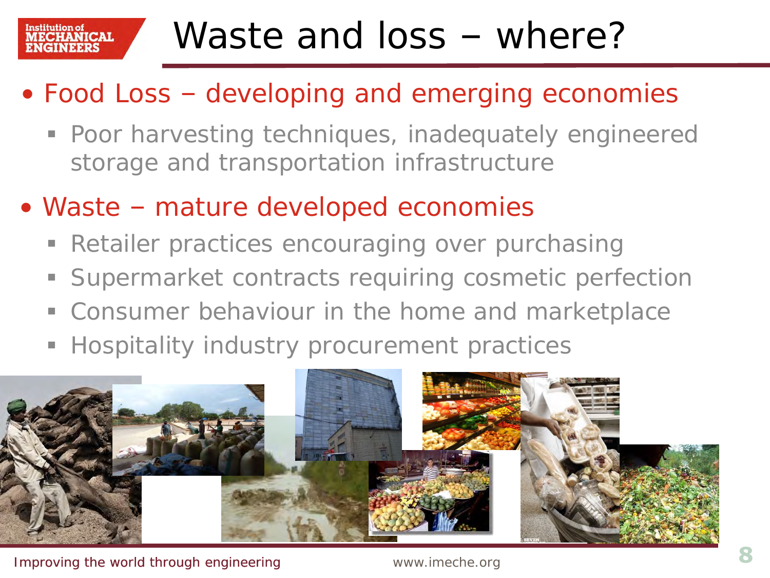# Waste and loss – where?

- Food Loss – developing and emerging economies
  - Poor harvesting techniques, inadequately engineered storage and transportation infrastructure
- Waste – mature developed economies
  - Retailer practices encouraging over purchasing
  - Supermarket contracts requiring cosmetic perfection
  - Consumer behaviour in the home and marketplace
  - Hospitality industry procurement practices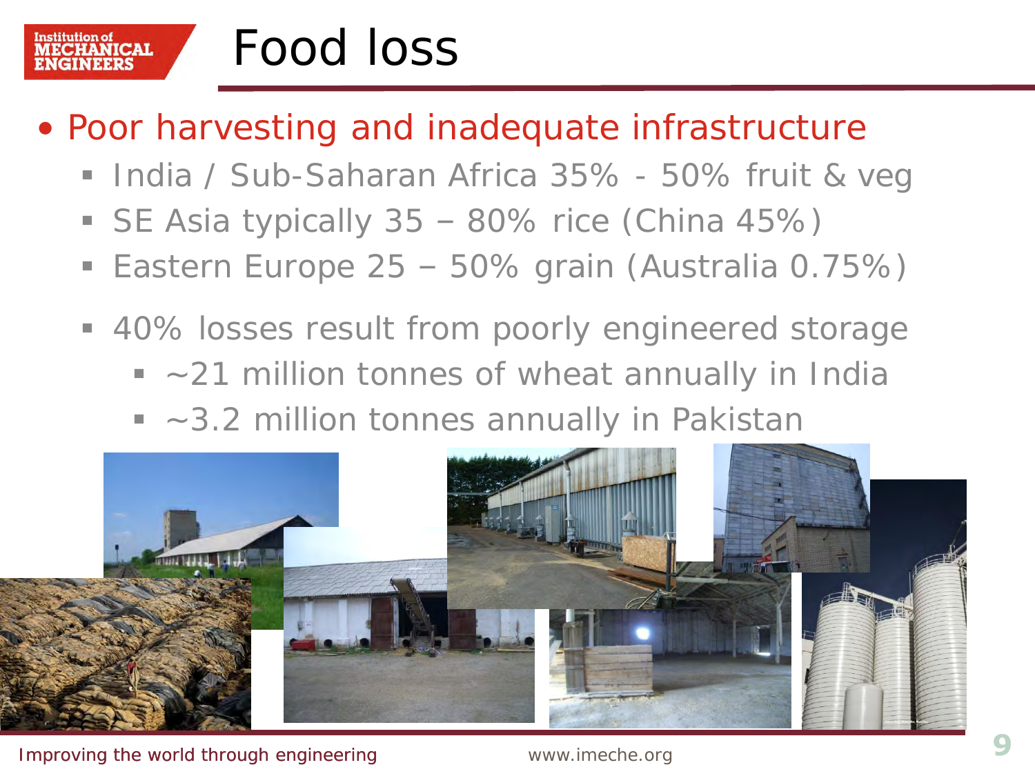# Food loss

- Poor harvesting and inadequate infrastructure
  - India / Sub-Saharan Africa 35% - 50% fruit & veg
  - SE Asia typically 35 – 80% rice (China 45%)
  - Eastern Europe 25 – 50% grain (Australia 0.75%)
  - 40% losses result from poorly engineered storage
    - ~21 million tonnes of wheat annually in India
    - ~3.2 million tonnes annually in Pakistan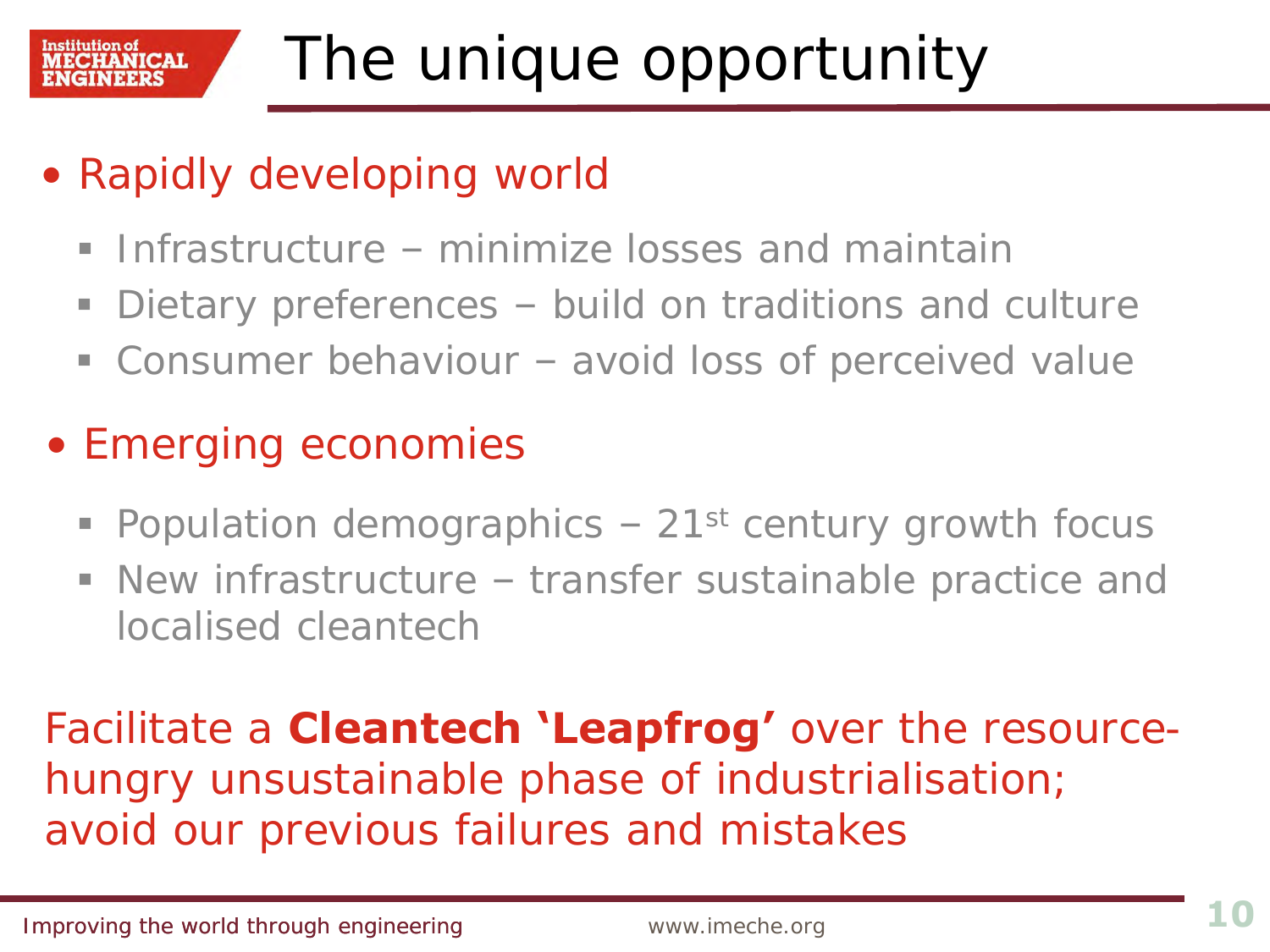# The unique opportunity

- Rapidly developing world
  - Infrastructure – minimize losses and maintain
  - Dietary preferences – build on traditions and culture
  - Consumer behaviour – avoid loss of perceived value
- Emerging economies
  - Population demographics – 21$^{st}$ century growth focus
  - New infrastructure – transfer sustainable practice and localised cleantech

Facilitate a **Cleantech 'Leapfrog'** over the resource-hungry unsustainable phase of industrialisation; avoid our previous failures and mistakes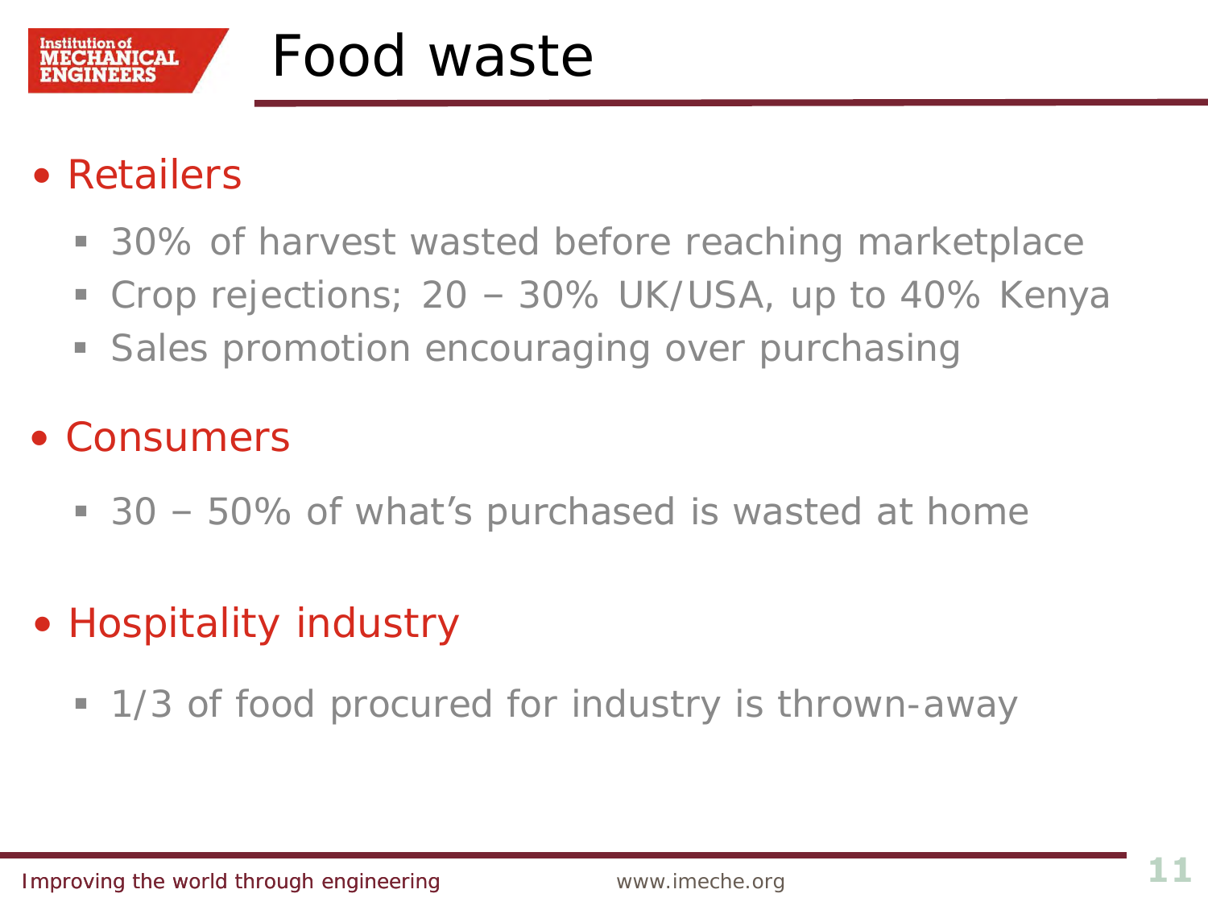# Food waste

- Retailers
  - 30% of harvest wasted before reaching marketplace
  - Crop rejections; 20 – 30% UK/USA, up to 40% Kenya
  - Sales promotion encouraging over purchasing

- Consumers
  - 30 – 50% of what's purchased is wasted at home

- Hospitality industry
  - 1/3 of food procured for industry is thrown-away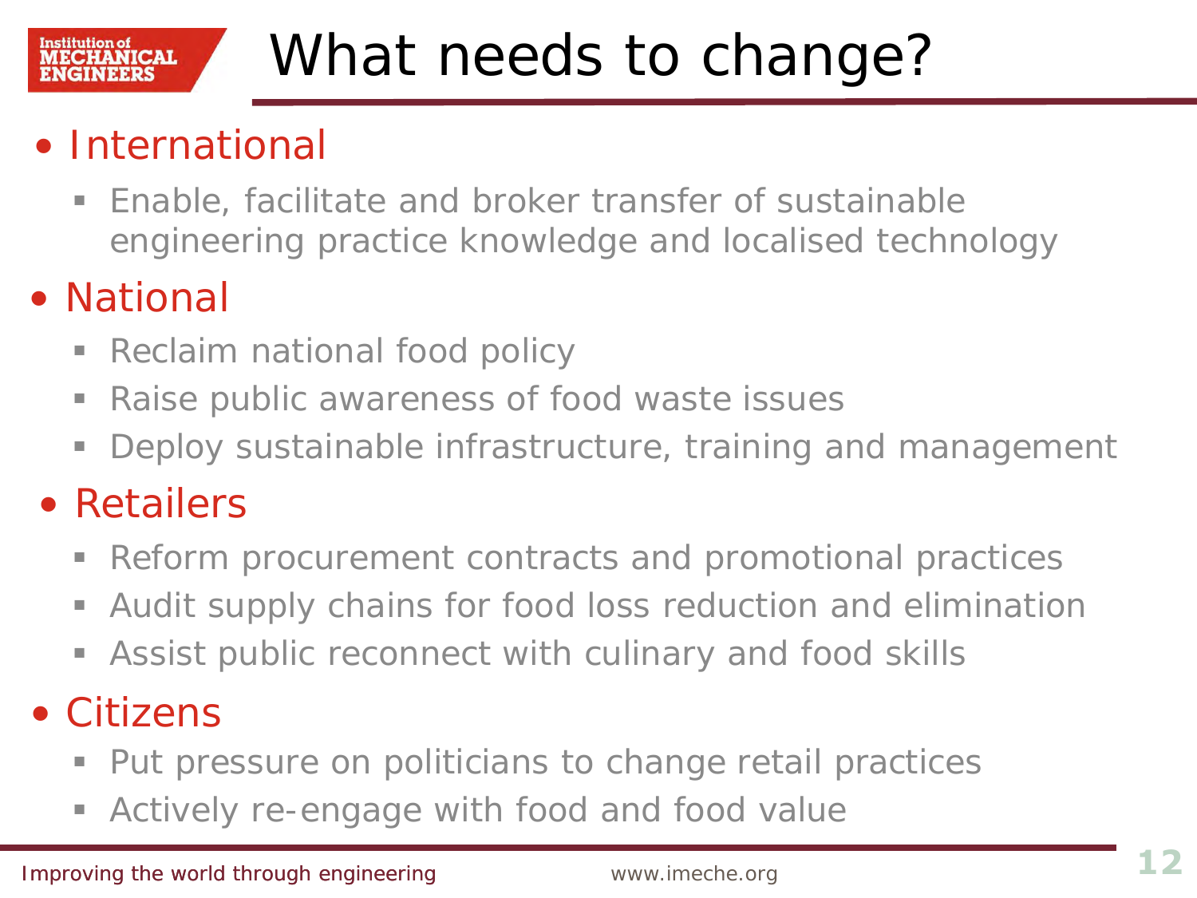# What needs to change?

- International
  - Enable, facilitate and broker transfer of sustainable engineering practice knowledge and localised technology
- National
  - Reclaim national food policy
  - Raise public awareness of food waste issues
  - Deploy sustainable infrastructure, training and management
- Retailers
  - Reform procurement contracts and promotional practices
  - Audit supply chains for food loss reduction and elimination
  - Assist public reconnect with culinary and food skills
- Citizens
  - Put pressure on politicians to change retail practices
  - Actively re-engage with food and food value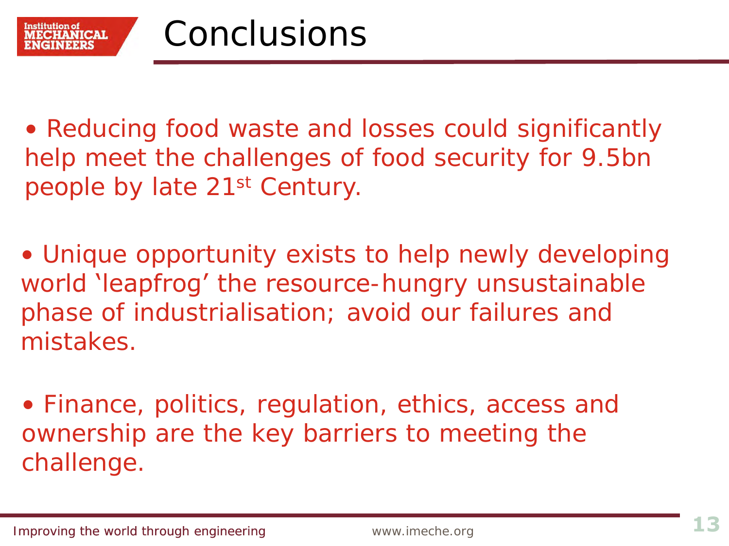# Conclusions

- Reducing food waste and losses could significantly help meet the challenges of food security for 9.5bn people by late 21st Century.

- Unique opportunity exists to help newly developing world 'leapfrog' the resource-hungry unsustainable phase of industrialisation; avoid our failures and mistakes.

- Finance, politics, regulation, ethics, access and ownership are the key barriers to meeting the challenge.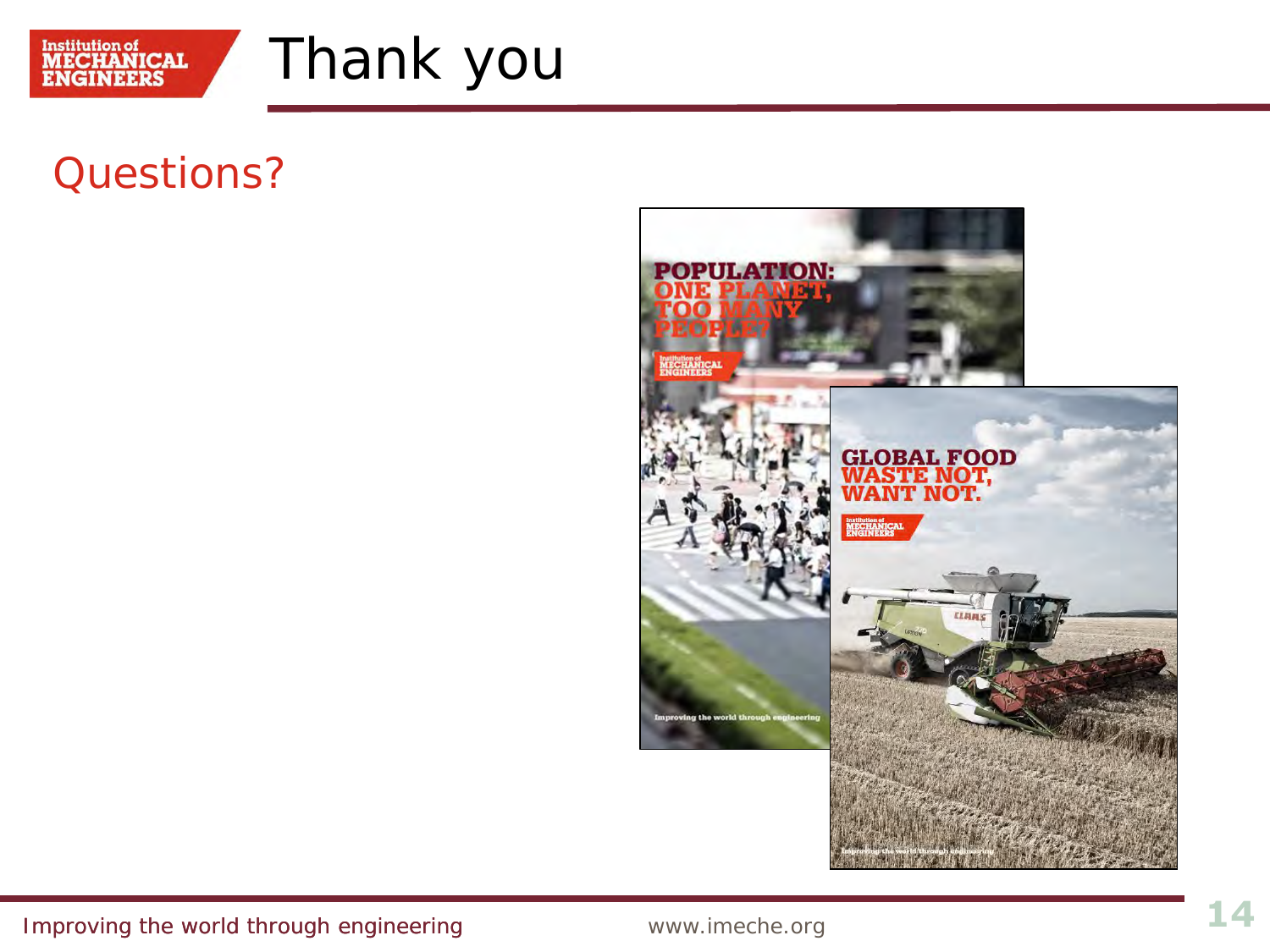# Thank you

## Questions?